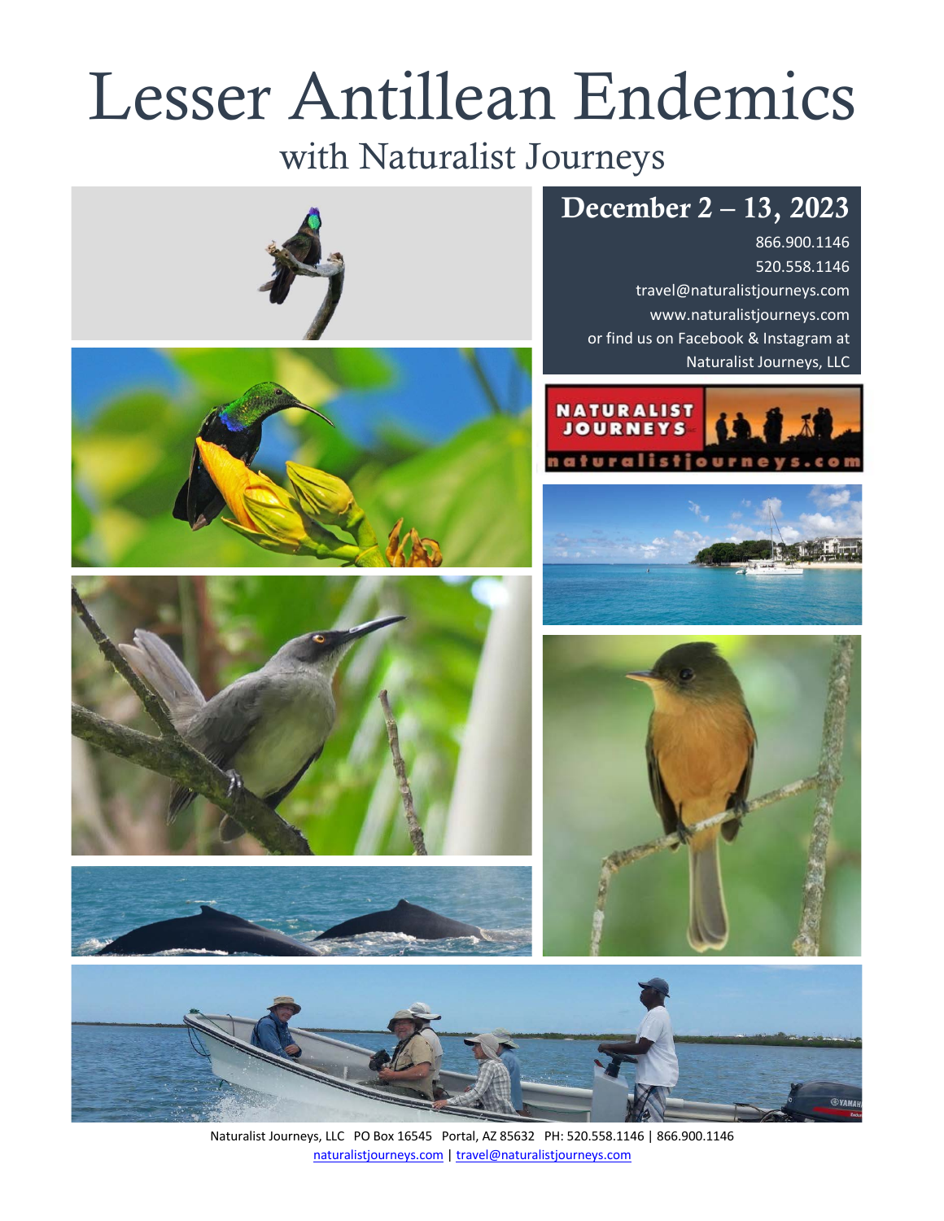# Lesser Antillean Endemics

## with Naturalist Journeys

## December 2 – 13, 2023

866.900.1146
520.558.1146
travel@naturalistjourneys.com
www.naturalistjourneys.com
or find us on Facebook & Instagram at
Naturalist Journeys, LLC

Naturalist Journeys, LLC PO Box 16545 Portal, AZ 85632 PH: 520.558.1146 | 866.900.1146
naturalistjourneys.com | travel@naturalistjourneys.com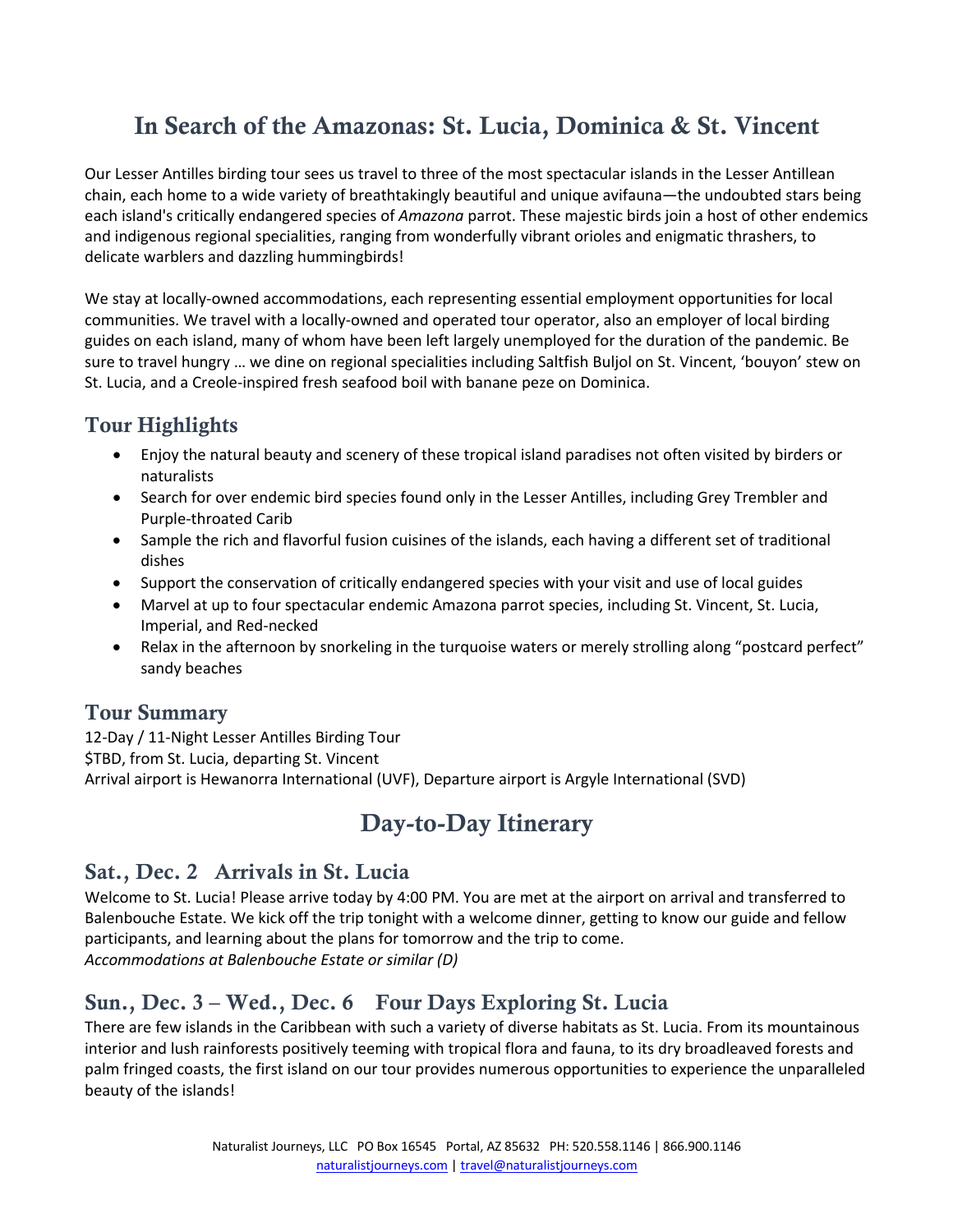# In Search of the Amazonas: St. Lucia, Dominica & St. Vincent

Our Lesser Antilles birding tour sees us travel to three of the most spectacular islands in the Lesser Antillean chain, each home to a wide variety of breathtakingly beautiful and unique avifauna—the undoubted stars being each island's critically endangered species of *Amazona* parrot. These majestic birds join a host of other endemics and indigenous regional specialities, ranging from wonderfully vibrant orioles and enigmatic thrashers, to delicate warblers and dazzling hummingbirds!

We stay at locally-owned accommodations, each representing essential employment opportunities for local communities. We travel with a locally-owned and operated tour operator, also an employer of local birding guides on each island, many of whom have been left largely unemployed for the duration of the pandemic. Be sure to travel hungry … we dine on regional specialities including Saltfish Buljol on St. Vincent, 'bouyon' stew on St. Lucia, and a Creole-inspired fresh seafood boil with banane peze on Dominica.

## Tour Highlights

- Enjoy the natural beauty and scenery of these tropical island paradises not often visited by birders or naturalists
- Search for over endemic bird species found only in the Lesser Antilles, including Grey Trembler and Purple-throated Carib
- Sample the rich and flavorful fusion cuisines of the islands, each having a different set of traditional dishes
- Support the conservation of critically endangered species with your visit and use of local guides
- Marvel at up to four spectacular endemic Amazona parrot species, including St. Vincent, St. Lucia, Imperial, and Red-necked
- Relax in the afternoon by snorkeling in the turquoise waters or merely strolling along "postcard perfect" sandy beaches

## Tour Summary

12-Day / 11-Night Lesser Antilles Birding Tour
$TBD, from St. Lucia, departing St. Vincent
Arrival airport is Hewanorra International (UVF), Departure airport is Argyle International (SVD)

# Day-to-Day Itinerary

## Sat., Dec. 2 Arrivals in St. Lucia

Welcome to St. Lucia! Please arrive today by 4:00 PM. You are met at the airport on arrival and transferred to Balenbouche Estate. We kick off the trip tonight with a welcome dinner, getting to know our guide and fellow participants, and learning about the plans for tomorrow and the trip to come.
*Accommodations at Balenbouche Estate or similar (D)*

## Sun., Dec. 3 – Wed., Dec. 6 Four Days Exploring St. Lucia

There are few islands in the Caribbean with such a variety of diverse habitats as St. Lucia. From its mountainous interior and lush rainforests positively teeming with tropical flora and fauna, to its dry broadleaved forests and palm fringed coasts, the first island on our tour provides numerous opportunities to experience the unparalleled beauty of the islands!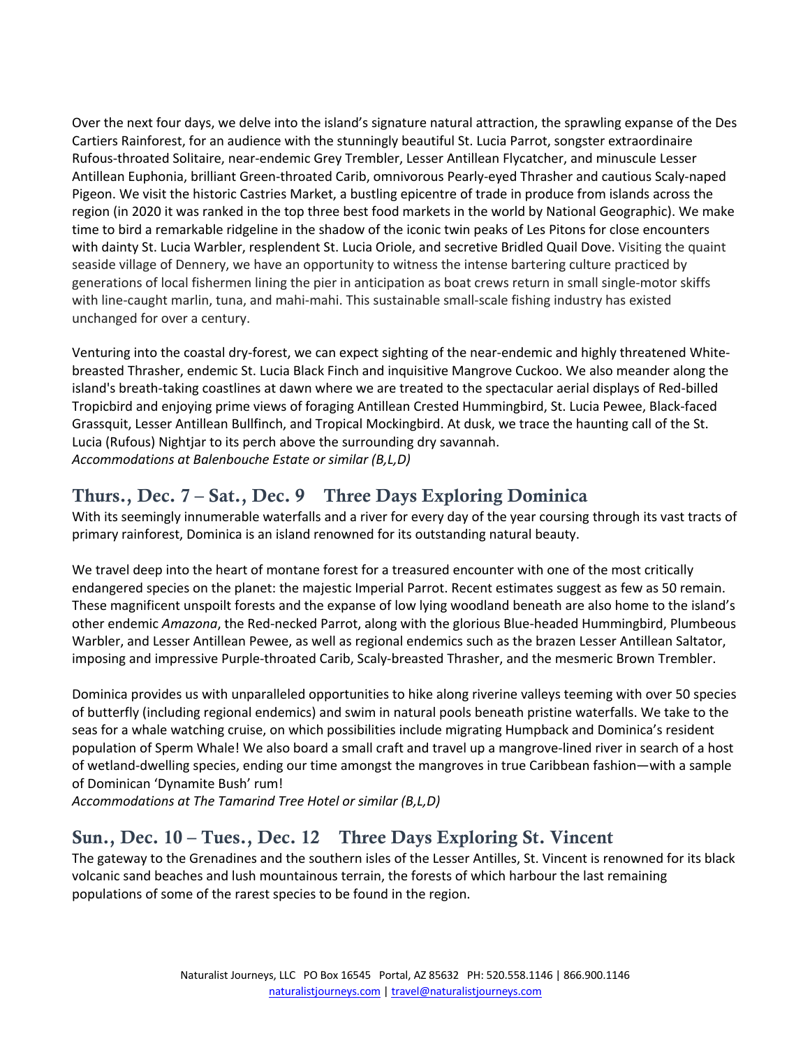Over the next four days, we delve into the island's signature natural attraction, the sprawling expanse of the Des Cartiers Rainforest, for an audience with the stunningly beautiful St. Lucia Parrot, songster extraordinaire Rufous-throated Solitaire, near-endemic Grey Trembler, Lesser Antillean Flycatcher, and minuscule Lesser Antillean Euphonia, brilliant Green-throated Carib, omnivorous Pearly-eyed Thrasher and cautious Scaly-naped Pigeon. We visit the historic Castries Market, a bustling epicentre of trade in produce from islands across the region (in 2020 it was ranked in the top three best food markets in the world by National Geographic). We make time to bird a remarkable ridgeline in the shadow of the iconic twin peaks of Les Pitons for close encounters with dainty St. Lucia Warbler, resplendent St. Lucia Oriole, and secretive Bridled Quail Dove. Visiting the quaint seaside village of Dennery, we have an opportunity to witness the intense bartering culture practiced by generations of local fishermen lining the pier in anticipation as boat crews return in small single-motor skiffs with line-caught marlin, tuna, and mahi-mahi. This sustainable small-scale fishing industry has existed unchanged for over a century.

Venturing into the coastal dry-forest, we can expect sighting of the near-endemic and highly threatened White-breasted Thrasher, endemic St. Lucia Black Finch and inquisitive Mangrove Cuckoo. We also meander along the island's breath-taking coastlines at dawn where we are treated to the spectacular aerial displays of Red-billed Tropicbird and enjoying prime views of foraging Antillean Crested Hummingbird, St. Lucia Pewee, Black-faced Grassquit, Lesser Antillean Bullfinch, and Tropical Mockingbird. At dusk, we trace the haunting call of the St. Lucia (Rufous) Nightjar to its perch above the surrounding dry savannah.
*Accommodations at Balenbouche Estate or similar (B,L,D)*

## Thurs., Dec. 7 – Sat., Dec. 9 Three Days Exploring Dominica

With its seemingly innumerable waterfalls and a river for every day of the year coursing through its vast tracts of primary rainforest, Dominica is an island renowned for its outstanding natural beauty.

We travel deep into the heart of montane forest for a treasured encounter with one of the most critically endangered species on the planet: the majestic Imperial Parrot. Recent estimates suggest as few as 50 remain. These magnificent unspoilt forests and the expanse of low lying woodland beneath are also home to the island's other endemic *Amazona*, the Red-necked Parrot, along with the glorious Blue-headed Hummingbird, Plumbeous Warbler, and Lesser Antillean Pewee, as well as regional endemics such as the brazen Lesser Antillean Saltator, imposing and impressive Purple-throated Carib, Scaly-breasted Thrasher, and the mesmeric Brown Trembler.

Dominica provides us with unparalleled opportunities to hike along riverine valleys teeming with over 50 species of butterfly (including regional endemics) and swim in natural pools beneath pristine waterfalls. We take to the seas for a whale watching cruise, on which possibilities include migrating Humpback and Dominica's resident population of Sperm Whale! We also board a small craft and travel up a mangrove-lined river in search of a host of wetland-dwelling species, ending our time amongst the mangroves in true Caribbean fashion—with a sample of Dominican 'Dynamite Bush' rum!
*Accommodations at The Tamarind Tree Hotel or similar (B,L,D)*

## Sun., Dec. 10 – Tues., Dec. 12 Three Days Exploring St. Vincent

The gateway to the Grenadines and the southern isles of the Lesser Antilles, St. Vincent is renowned for its black volcanic sand beaches and lush mountainous terrain, the forests of which harbour the last remaining populations of some of the rarest species to be found in the region.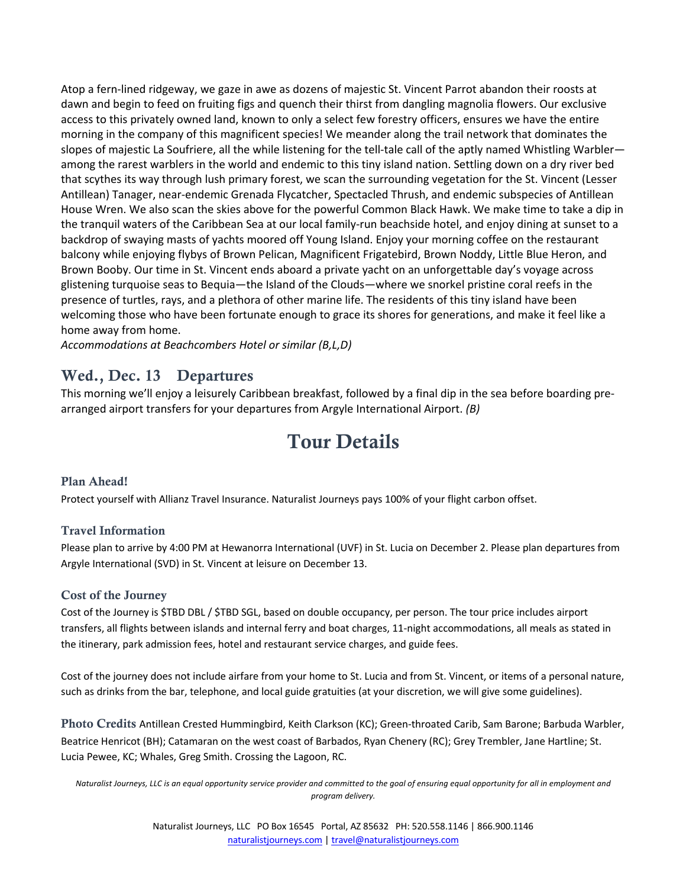Atop a fern-lined ridgeway, we gaze in awe as dozens of majestic St. Vincent Parrot abandon their roosts at dawn and begin to feed on fruiting figs and quench their thirst from dangling magnolia flowers. Our exclusive access to this privately owned land, known to only a select few forestry officers, ensures we have the entire morning in the company of this magnificent species! We meander along the trail network that dominates the slopes of majestic La Soufriere, all the while listening for the tell-tale call of the aptly named Whistling Warbler—among the rarest warblers in the world and endemic to this tiny island nation. Settling down on a dry river bed that scythes its way through lush primary forest, we scan the surrounding vegetation for the St. Vincent (Lesser Antillean) Tanager, near-endemic Grenada Flycatcher, Spectacled Thrush, and endemic subspecies of Antillean House Wren. We also scan the skies above for the powerful Common Black Hawk. We make time to take a dip in the tranquil waters of the Caribbean Sea at our local family-run beachside hotel, and enjoy dining at sunset to a backdrop of swaying masts of yachts moored off Young Island. Enjoy your morning coffee on the restaurant balcony while enjoying flybys of Brown Pelican, Magnificent Frigatebird, Brown Noddy, Little Blue Heron, and Brown Booby. Our time in St. Vincent ends aboard a private yacht on an unforgettable day's voyage across glistening turquoise seas to Bequia—the Island of the Clouds—where we snorkel pristine coral reefs in the presence of turtles, rays, and a plethora of other marine life. The residents of this tiny island have been welcoming those who have been fortunate enough to grace its shores for generations, and make it feel like a home away from home.
*Accommodations at Beachcombers Hotel or similar (B,L,D)*

## Wed., Dec. 13 Departures

This morning we'll enjoy a leisurely Caribbean breakfast, followed by a final dip in the sea before boarding pre-arranged airport transfers for your departures from Argyle International Airport. *(B)*

# Tour Details

### Plan Ahead!

Protect yourself with Allianz Travel Insurance. Naturalist Journeys pays 100% of your flight carbon offset.

### Travel Information

Please plan to arrive by 4:00 PM at Hewanorra International (UVF) in St. Lucia on December 2. Please plan departures from Argyle International (SVD) in St. Vincent at leisure on December 13.

### Cost of the Journey

Cost of the Journey is $TBD DBL / $TBD SGL, based on double occupancy, per person. The tour price includes airport transfers, all flights between islands and internal ferry and boat charges, 11-night accommodations, all meals as stated in the itinerary, park admission fees, hotel and restaurant service charges, and guide fees.

Cost of the journey does not include airfare from your home to St. Lucia and from St. Vincent, or items of a personal nature, such as drinks from the bar, telephone, and local guide gratuities (at your discretion, we will give some guidelines).

**Photo Credits** Antillean Crested Hummingbird, Keith Clarkson (KC); Green-throated Carib, Sam Barone; Barbuda Warbler, Beatrice Henricot (BH); Catamaran on the west coast of Barbados, Ryan Chenery (RC); Grey Trembler, Jane Hartline; St. Lucia Pewee, KC; Whales, Greg Smith. Crossing the Lagoon, RC.

*Naturalist Journeys, LLC is an equal opportunity service provider and committed to the goal of ensuring equal opportunity for all in employment and program delivery.*

Naturalist Journeys, LLC PO Box 16545 Portal, AZ 85632 PH: 520.558.1146 | 866.900.1146
naturalistjourneys.com | travel@naturalistjourneys.com